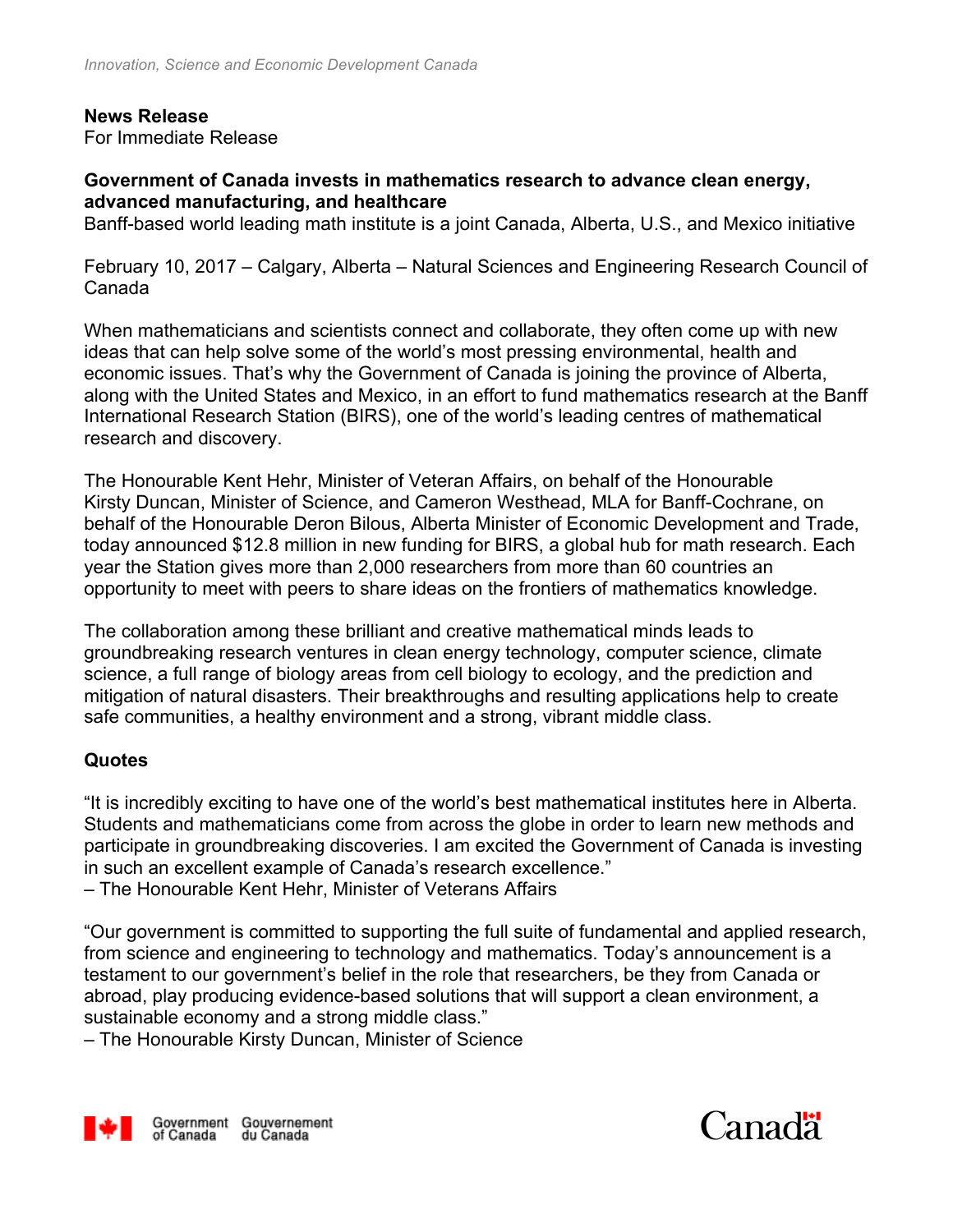*Innovation, Science and Economic Development Canada*

**News Release**
For Immediate Release

# Government of Canada invests in mathematics research to advance clean energy, advanced manufacturing, and healthcare

Banff-based world leading math institute is a joint Canada, Alberta, U.S., and Mexico initiative

February 10, 2017 – Calgary, Alberta – Natural Sciences and Engineering Research Council of Canada

When mathematicians and scientists connect and collaborate, they often come up with new ideas that can help solve some of the world's most pressing environmental, health and economic issues. That's why the Government of Canada is joining the province of Alberta, along with the United States and Mexico, in an effort to fund mathematics research at the Banff International Research Station (BIRS), one of the world's leading centres of mathematical research and discovery.

The Honourable Kent Hehr, Minister of Veteran Affairs, on behalf of the Honourable Kirsty Duncan, Minister of Science, and Cameron Westhead, MLA for Banff-Cochrane, on behalf of the Honourable Deron Bilous, Alberta Minister of Economic Development and Trade, today announced $12.8 million in new funding for BIRS, a global hub for math research. Each year the Station gives more than 2,000 researchers from more than 60 countries an opportunity to meet with peers to share ideas on the frontiers of mathematics knowledge.

The collaboration among these brilliant and creative mathematical minds leads to groundbreaking research ventures in clean energy technology, computer science, climate science, a full range of biology areas from cell biology to ecology, and the prediction and mitigation of natural disasters. Their breakthroughs and resulting applications help to create safe communities, a healthy environment and a strong, vibrant middle class.

## Quotes

"It is incredibly exciting to have one of the world's best mathematical institutes here in Alberta. Students and mathematicians come from across the globe in order to learn new methods and participate in groundbreaking discoveries. I am excited the Government of Canada is investing in such an excellent example of Canada's research excellence."
– The Honourable Kent Hehr, Minister of Veterans Affairs

"Our government is committed to supporting the full suite of fundamental and applied research, from science and engineering to technology and mathematics. Today's announcement is a testament to our government's belief in the role that researchers, be they from Canada or abroad, play producing evidence-based solutions that will support a clean environment, a sustainable economy and a strong middle class."
– The Honourable Kirsty Duncan, Minister of Science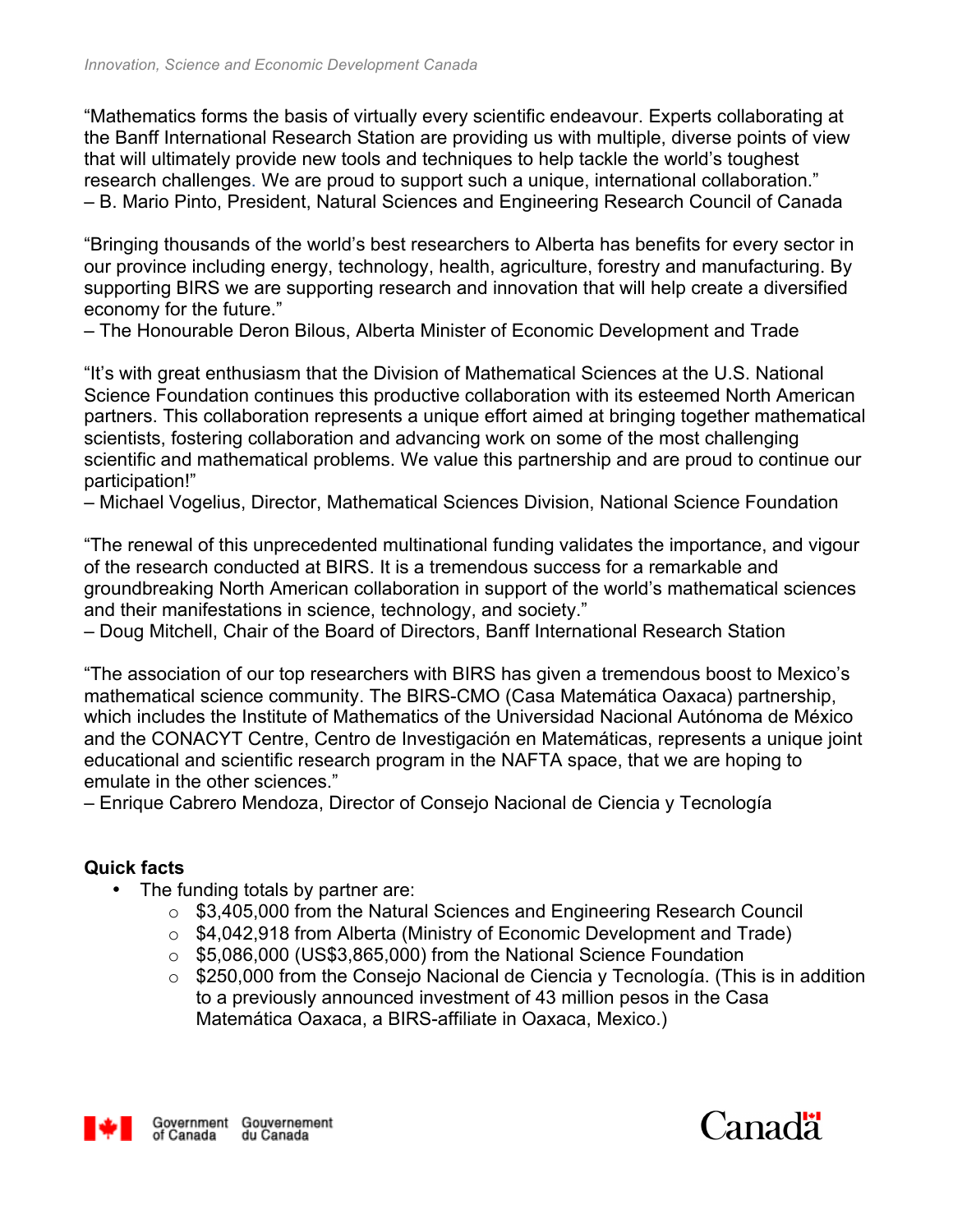"Mathematics forms the basis of virtually every scientific endeavour. Experts collaborating at the Banff International Research Station are providing us with multiple, diverse points of view that will ultimately provide new tools and techniques to help tackle the world's toughest research challenges. We are proud to support such a unique, international collaboration."
– B. Mario Pinto, President, Natural Sciences and Engineering Research Council of Canada

"Bringing thousands of the world's best researchers to Alberta has benefits for every sector in our province including energy, technology, health, agriculture, forestry and manufacturing. By supporting BIRS we are supporting research and innovation that will help create a diversified economy for the future."
– The Honourable Deron Bilous, Alberta Minister of Economic Development and Trade

"It's with great enthusiasm that the Division of Mathematical Sciences at the U.S. National Science Foundation continues this productive collaboration with its esteemed North American partners. This collaboration represents a unique effort aimed at bringing together mathematical scientists, fostering collaboration and advancing work on some of the most challenging scientific and mathematical problems. We value this partnership and are proud to continue our participation!"
– Michael Vogelius, Director, Mathematical Sciences Division, National Science Foundation

"The renewal of this unprecedented multinational funding validates the importance, and vigour of the research conducted at BIRS. It is a tremendous success for a remarkable and groundbreaking North American collaboration in support of the world's mathematical sciences and their manifestations in science, technology, and society."
– Doug Mitchell, Chair of the Board of Directors, Banff International Research Station

"The association of our top researchers with BIRS has given a tremendous boost to Mexico's mathematical science community. The BIRS-CMO (Casa Matemática Oaxaca) partnership, which includes the Institute of Mathematics of the Universidad Nacional Autónoma de México and the CONACYT Centre, Centro de Investigación en Matemáticas, represents a unique joint educational and scientific research program in the NAFTA space, that we are hoping to emulate in the other sciences."
– Enrique Cabrero Mendoza, Director of Consejo Nacional de Ciencia y Tecnología

**Quick facts**

- The funding totals by partner are:
  - $3,405,000 from the Natural Sciences and Engineering Research Council
  - $4,042,918 from Alberta (Ministry of Economic Development and Trade)
  - $5,086,000 (US$3,865,000) from the National Science Foundation
  - $250,000 from the Consejo Nacional de Ciencia y Tecnología. (This is in addition to a previously announced investment of 43 million pesos in the Casa Matemática Oaxaca, a BIRS-affiliate in Oaxaca, Mexico.)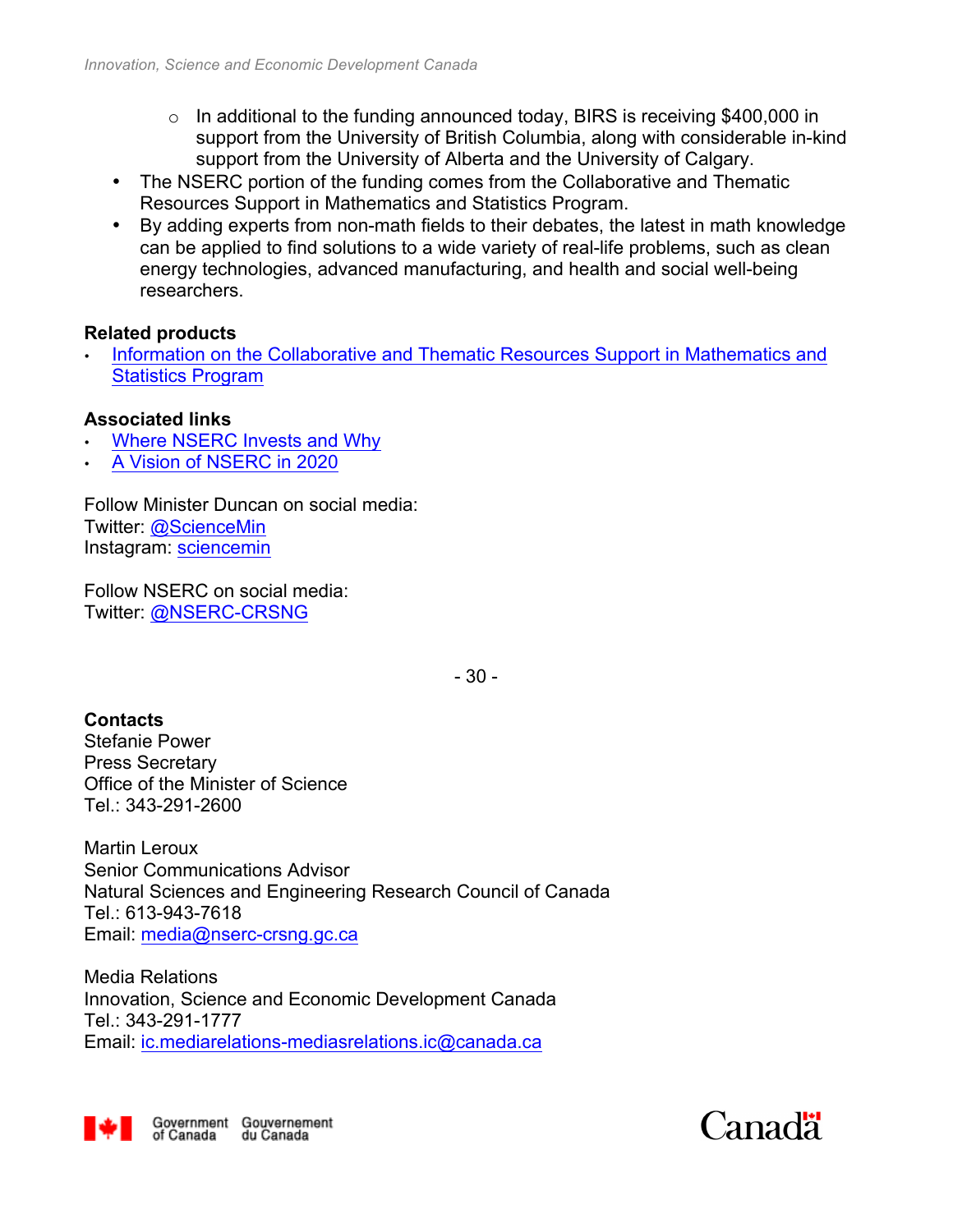- In additional to the funding announced today, BIRS is receiving $400,000 in support from the University of British Columbia, along with considerable in-kind support from the University of Alberta and the University of Calgary.

- The NSERC portion of the funding comes from the Collaborative and Thematic Resources Support in Mathematics and Statistics Program.
- By adding experts from non-math fields to their debates, the latest in math knowledge can be applied to find solutions to a wide variety of real-life problems, such as clean energy technologies, advanced manufacturing, and health and social well-being researchers.

**Related products**

- Information on the Collaborative and Thematic Resources Support in Mathematics and Statistics Program

**Associated links**

- Where NSERC Invests and Why
- A Vision of NSERC in 2020

Follow Minister Duncan on social media:
Twitter: @ScienceMin
Instagram: sciencemin

Follow NSERC on social media:
Twitter: @NSERC-CRSNG

- 30 -

**Contacts**

Stefanie Power
Press Secretary
Office of the Minister of Science
Tel.: 343-291-2600

Martin Leroux
Senior Communications Advisor
Natural Sciences and Engineering Research Council of Canada
Tel.: 613-943-7618
Email: media@nserc-crsng.gc.ca

Media Relations
Innovation, Science and Economic Development Canada
Tel.: 343-291-1777
Email: ic.mediarelations-mediasrelations.ic@canada.ca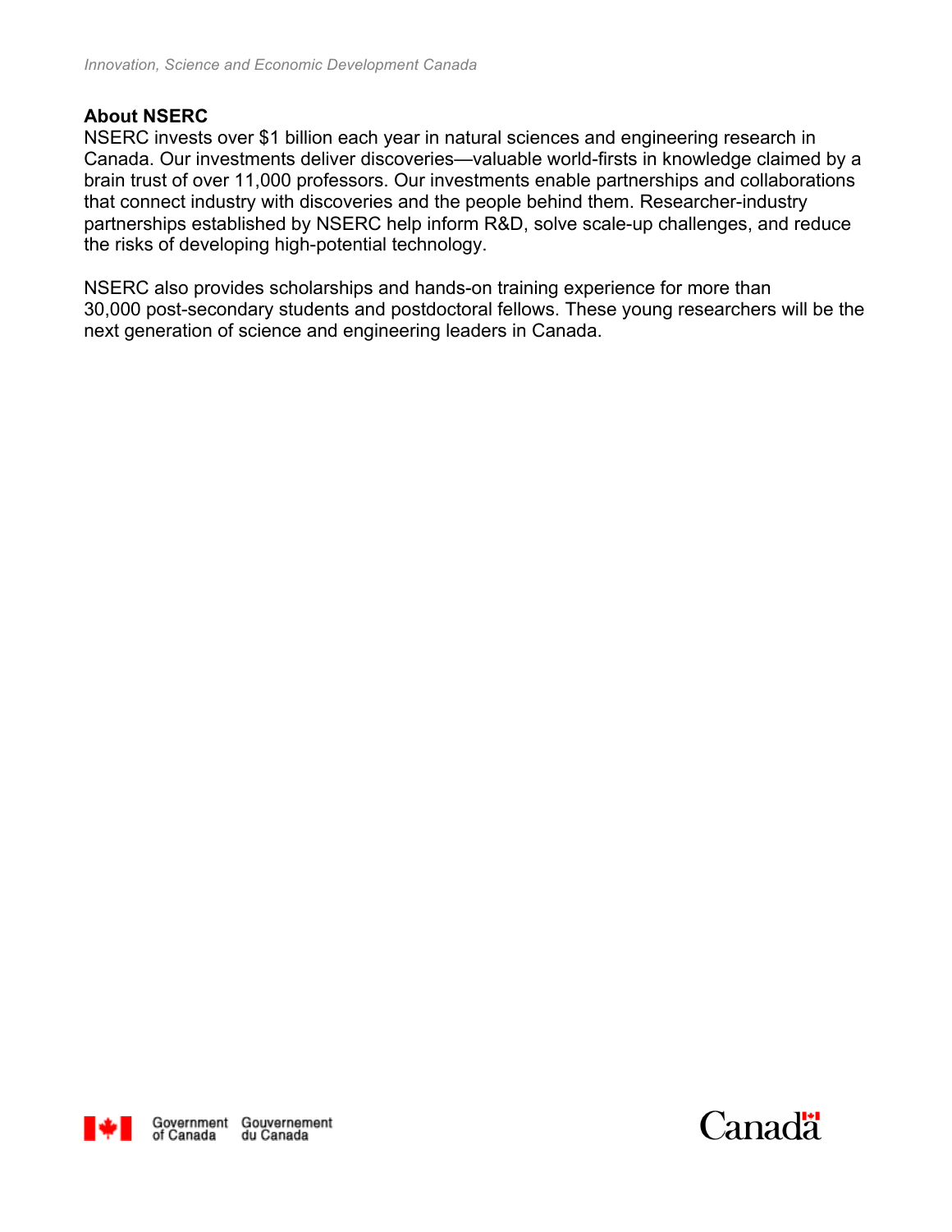**About NSERC**
NSERC invests over $1 billion each year in natural sciences and engineering research in Canada. Our investments deliver discoveries—valuable world-firsts in knowledge claimed by a brain trust of over 11,000 professors. Our investments enable partnerships and collaborations that connect industry with discoveries and the people behind them. Researcher-industry partnerships established by NSERC help inform R&D, solve scale-up challenges, and reduce the risks of developing high-potential technology.

NSERC also provides scholarships and hands-on training experience for more than 30,000 post-secondary students and postdoctoral fellows. These young researchers will be the next generation of science and engineering leaders in Canada.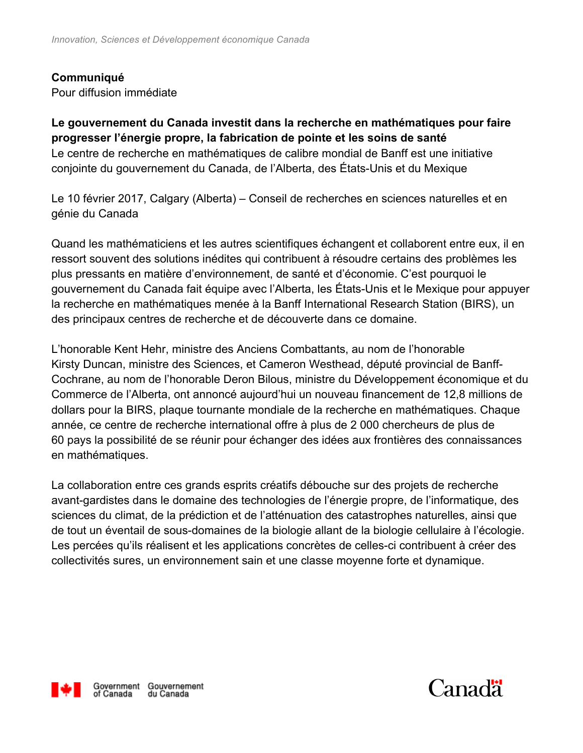**Communiqué**
Pour diffusion immédiate

**Le gouvernement du Canada investit dans la recherche en mathématiques pour faire progresser l'énergie propre, la fabrication de pointe et les soins de santé**
Le centre de recherche en mathématiques de calibre mondial de Banff est une initiative conjointe du gouvernement du Canada, de l'Alberta, des États-Unis et du Mexique

Le 10 février 2017, Calgary (Alberta) – Conseil de recherches en sciences naturelles et en génie du Canada

Quand les mathématiciens et les autres scientifiques échangent et collaborent entre eux, il en ressort souvent des solutions inédites qui contribuent à résoudre certains des problèmes les plus pressants en matière d'environnement, de santé et d'économie. C'est pourquoi le gouvernement du Canada fait équipe avec l'Alberta, les États-Unis et le Mexique pour appuyer la recherche en mathématiques menée à la Banff International Research Station (BIRS), un des principaux centres de recherche et de découverte dans ce domaine.

L'honorable Kent Hehr, ministre des Anciens Combattants, au nom de l'honorable Kirsty Duncan, ministre des Sciences, et Cameron Westhead, député provincial de Banff-Cochrane, au nom de l'honorable Deron Bilous, ministre du Développement économique et du Commerce de l'Alberta, ont annoncé aujourd'hui un nouveau financement de 12,8 millions de dollars pour la BIRS, plaque tournante mondiale de la recherche en mathématiques. Chaque année, ce centre de recherche international offre à plus de 2 000 chercheurs de plus de 60 pays la possibilité de se réunir pour échanger des idées aux frontières des connaissances en mathématiques.

La collaboration entre ces grands esprits créatifs débouche sur des projets de recherche avant-gardistes dans le domaine des technologies de l'énergie propre, de l'informatique, des sciences du climat, de la prédiction et de l'atténuation des catastrophes naturelles, ainsi que de tout un éventail de sous-domaines de la biologie allant de la biologie cellulaire à l'écologie. Les percées qu'ils réalisent et les applications concrètes de celles-ci contribuent à créer des collectivités sures, un environnement sain et une classe moyenne forte et dynamique.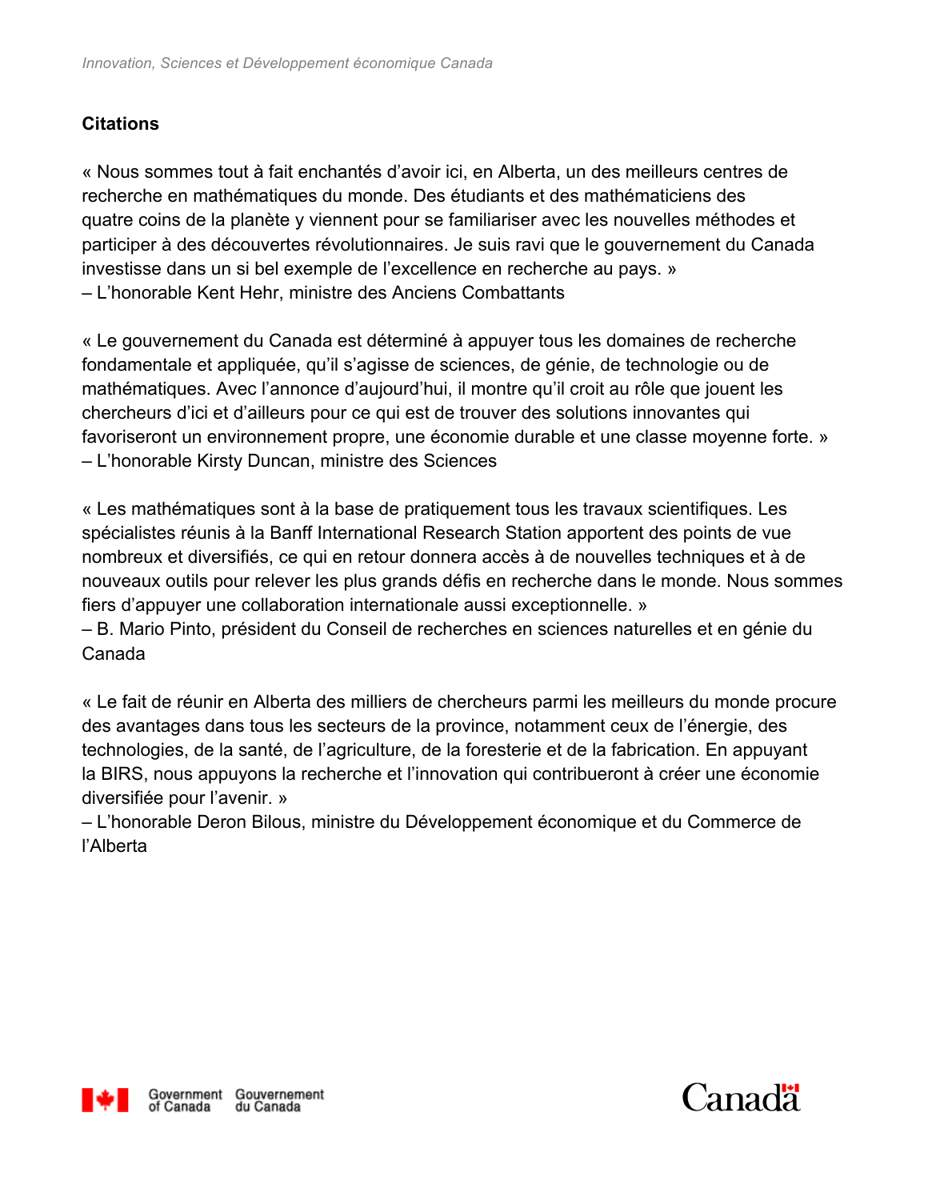**Citations**

« Nous sommes tout à fait enchantés d'avoir ici, en Alberta, un des meilleurs centres de recherche en mathématiques du monde. Des étudiants et des mathématiciens des quatre coins de la planète y viennent pour se familiariser avec les nouvelles méthodes et participer à des découvertes révolutionnaires. Je suis ravi que le gouvernement du Canada investisse dans un si bel exemple de l'excellence en recherche au pays. »
– L'honorable Kent Hehr, ministre des Anciens Combattants

« Le gouvernement du Canada est déterminé à appuyer tous les domaines de recherche fondamentale et appliquée, qu'il s'agisse de sciences, de génie, de technologie ou de mathématiques. Avec l'annonce d'aujourd'hui, il montre qu'il croit au rôle que jouent les chercheurs d'ici et d'ailleurs pour ce qui est de trouver des solutions innovantes qui favoriseront un environnement propre, une économie durable et une classe moyenne forte. »
– L'honorable Kirsty Duncan, ministre des Sciences

« Les mathématiques sont à la base de pratiquement tous les travaux scientifiques. Les spécialistes réunis à la Banff International Research Station apportent des points de vue nombreux et diversifiés, ce qui en retour donnera accès à de nouvelles techniques et à de nouveaux outils pour relever les plus grands défis en recherche dans le monde. Nous sommes fiers d'appuyer une collaboration internationale aussi exceptionnelle. »
– B. Mario Pinto, président du Conseil de recherches en sciences naturelles et en génie du Canada

« Le fait de réunir en Alberta des milliers de chercheurs parmi les meilleurs du monde procure des avantages dans tous les secteurs de la province, notamment ceux de l'énergie, des technologies, de la santé, de l'agriculture, de la foresterie et de la fabrication. En appuyant la BIRS, nous appuyons la recherche et l'innovation qui contribueront à créer une économie diversifiée pour l'avenir. »
– L'honorable Deron Bilous, ministre du Développement économique et du Commerce de l'Alberta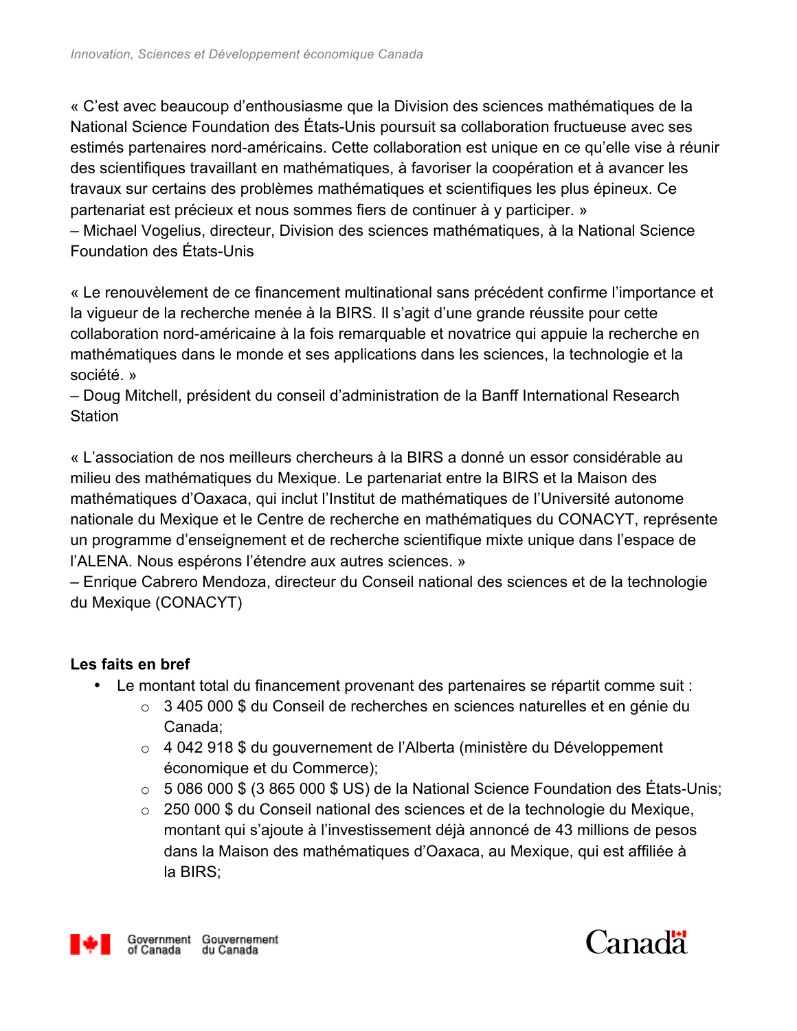« C'est avec beaucoup d'enthousiasme que la Division des sciences mathématiques de la National Science Foundation des États-Unis poursuit sa collaboration fructueuse avec ses estimés partenaires nord-américains. Cette collaboration est unique en ce qu'elle vise à réunir des scientifiques travaillant en mathématiques, à favoriser la coopération et à avancer les travaux sur certains des problèmes mathématiques et scientifiques les plus épineux. Ce partenariat est précieux et nous sommes fiers de continuer à y participer. »
– Michael Vogelius, directeur, Division des sciences mathématiques, à la National Science Foundation des États-Unis

« Le renouvèlement de ce financement multinational sans précédent confirme l'importance et la vigueur de la recherche menée à la BIRS. Il s'agit d'une grande réussite pour cette collaboration nord-américaine à la fois remarquable et novatrice qui appuie la recherche en mathématiques dans le monde et ses applications dans les sciences, la technologie et la société. »
– Doug Mitchell, président du conseil d'administration de la Banff International Research Station

« L'association de nos meilleurs chercheurs à la BIRS a donné un essor considérable au milieu des mathématiques du Mexique. Le partenariat entre la BIRS et la Maison des mathématiques d'Oaxaca, qui inclut l'Institut de mathématiques de l'Université autonome nationale du Mexique et le Centre de recherche en mathématiques du CONACYT, représente un programme d'enseignement et de recherche scientifique mixte unique dans l'espace de l'ALENA. Nous espérons l'étendre aux autres sciences. »
– Enrique Cabrero Mendoza, directeur du Conseil national des sciences et de la technologie du Mexique (CONACYT)

**Les faits en bref**

- Le montant total du financement provenant des partenaires se répartit comme suit :
  - 3 405 000 $ du Conseil de recherches en sciences naturelles et en génie du Canada;
  - 4 042 918 $ du gouvernement de l'Alberta (ministère du Développement économique et du Commerce);
  - 5 086 000 $ (3 865 000 $ US) de la National Science Foundation des États-Unis;
  - 250 000 $ du Conseil national des sciences et de la technologie du Mexique, montant qui s'ajoute à l'investissement déjà annoncé de 43 millions de pesos dans la Maison des mathématiques d'Oaxaca, au Mexique, qui est affiliée à la BIRS;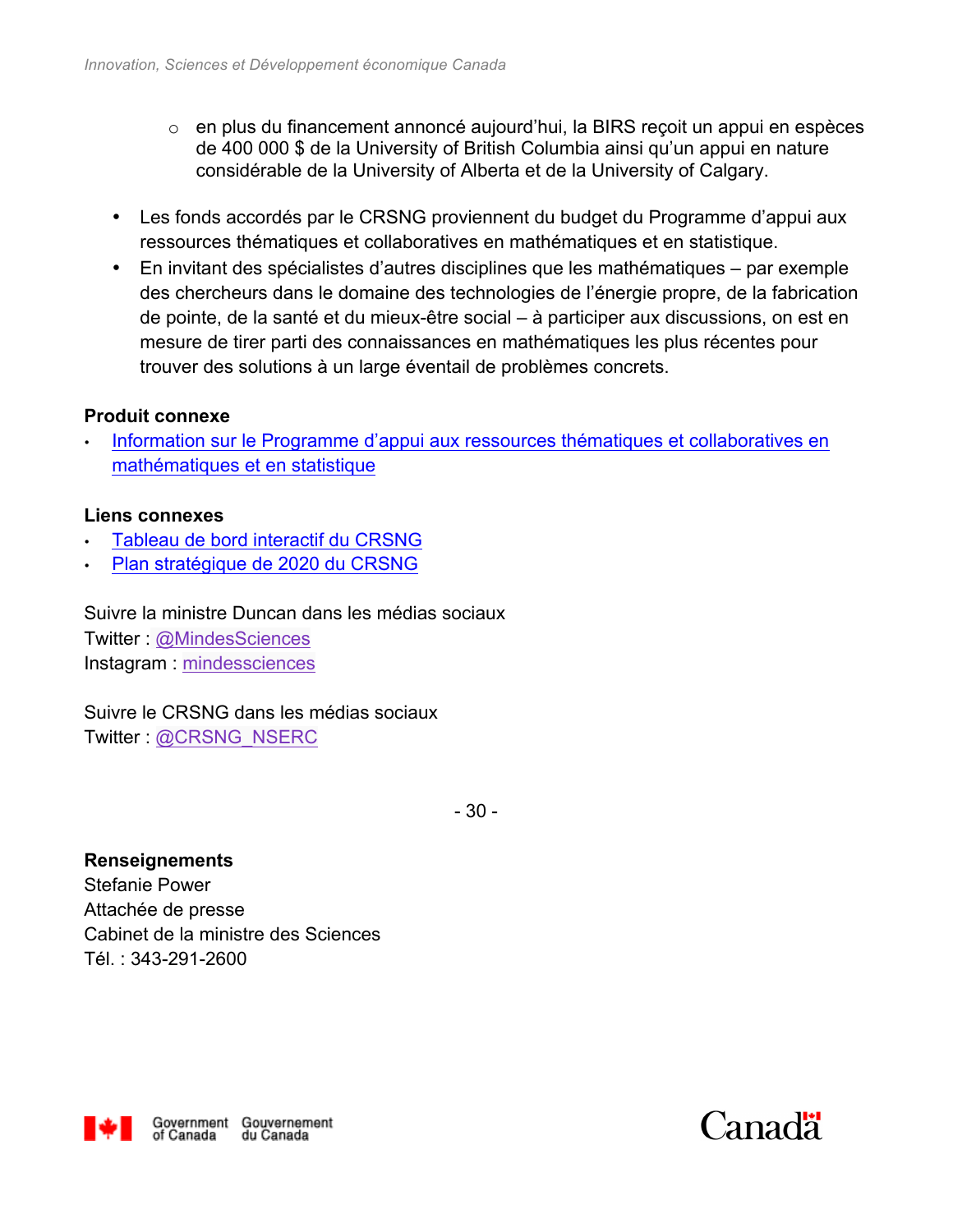- en plus du financement annoncé aujourd'hui, la BIRS reçoit un appui en espèces de 400 000 $ de la University of British Columbia ainsi qu'un appui en nature considérable de la University of Alberta et de la University of Calgary.

- Les fonds accordés par le CRSNG proviennent du budget du Programme d'appui aux ressources thématiques et collaboratives en mathématiques et en statistique.
- En invitant des spécialistes d'autres disciplines que les mathématiques – par exemple des chercheurs dans le domaine des technologies de l'énergie propre, de la fabrication de pointe, de la santé et du mieux-être social – à participer aux discussions, on est en mesure de tirer parti des connaissances en mathématiques les plus récentes pour trouver des solutions à un large éventail de problèmes concrets.

**Produit connexe**

- Information sur le Programme d'appui aux ressources thématiques et collaboratives en mathématiques et en statistique

**Liens connexes**

- Tableau de bord interactif du CRSNG
- Plan stratégique de 2020 du CRSNG

Suivre la ministre Duncan dans les médias sociaux
Twitter : @MindesSciences
Instagram : mindessciences

Suivre le CRSNG dans les médias sociaux
Twitter : @CRSNG_NSERC

\- 30 -

**Renseignements**
Stefanie Power
Attachée de presse
Cabinet de la ministre des Sciences
Tél. : 343-291-2600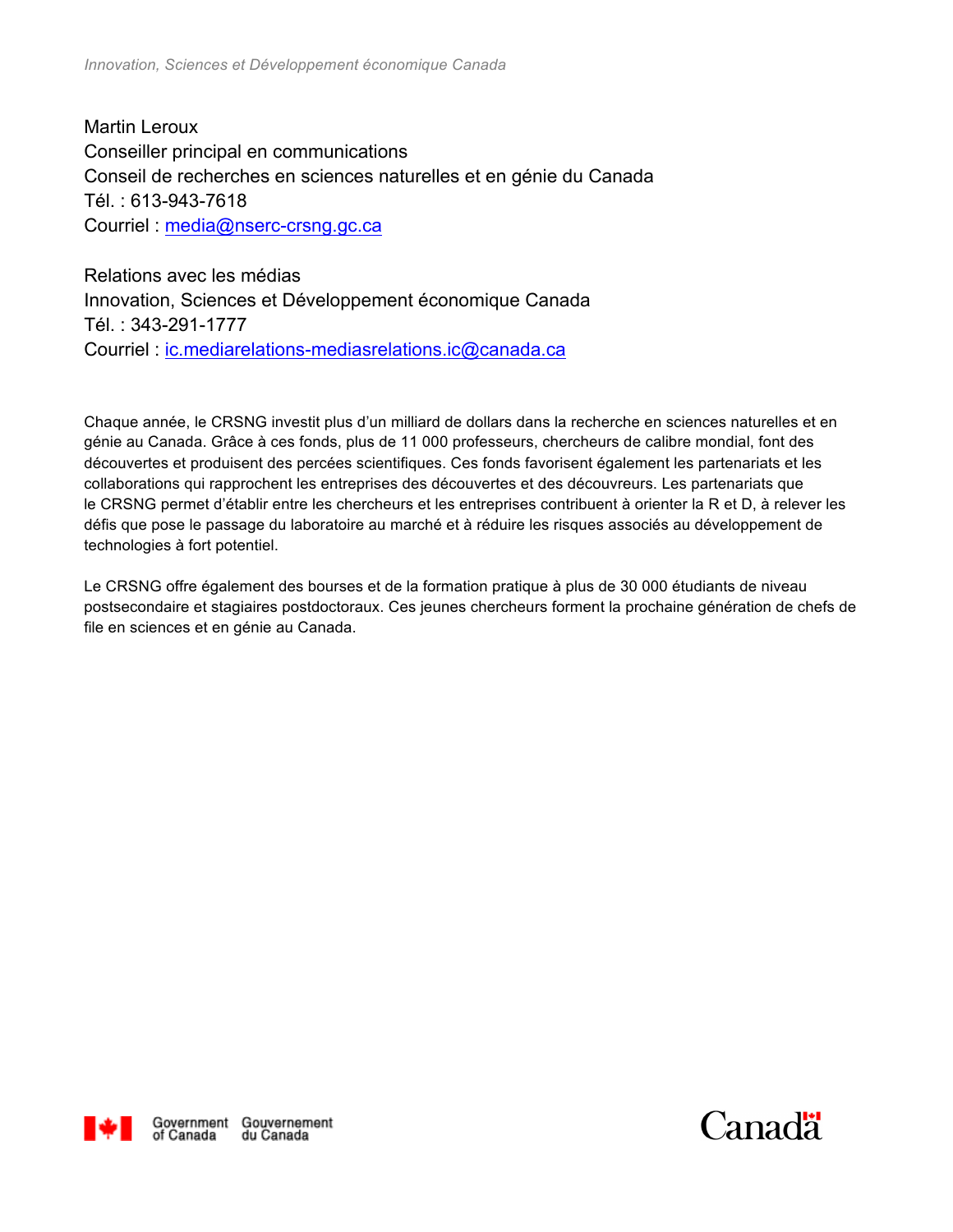Martin Leroux
Conseiller principal en communications
Conseil de recherches en sciences naturelles et en génie du Canada
Tél. : 613-943-7618
Courriel : media@nserc-crsng.gc.ca

Relations avec les médias
Innovation, Sciences et Développement économique Canada
Tél. : 343-291-1777
Courriel : ic.mediarelations-mediasrelations.ic@canada.ca

Chaque année, le CRSNG investit plus d'un milliard de dollars dans la recherche en sciences naturelles et en génie au Canada. Grâce à ces fonds, plus de 11 000 professeurs, chercheurs de calibre mondial, font des découvertes et produisent des percées scientifiques. Ces fonds favorisent également les partenariats et les collaborations qui rapprochent les entreprises des découvertes et des découvreurs. Les partenariats que le CRSNG permet d'établir entre les chercheurs et les entreprises contribuent à orienter la R et D, à relever les défis que pose le passage du laboratoire au marché et à réduire les risques associés au développement de technologies à fort potentiel.

Le CRSNG offre également des bourses et de la formation pratique à plus de 30 000 étudiants de niveau postsecondaire et stagiaires postdoctoraux. Ces jeunes chercheurs forment la prochaine génération de chefs de file en sciences et en génie au Canada.